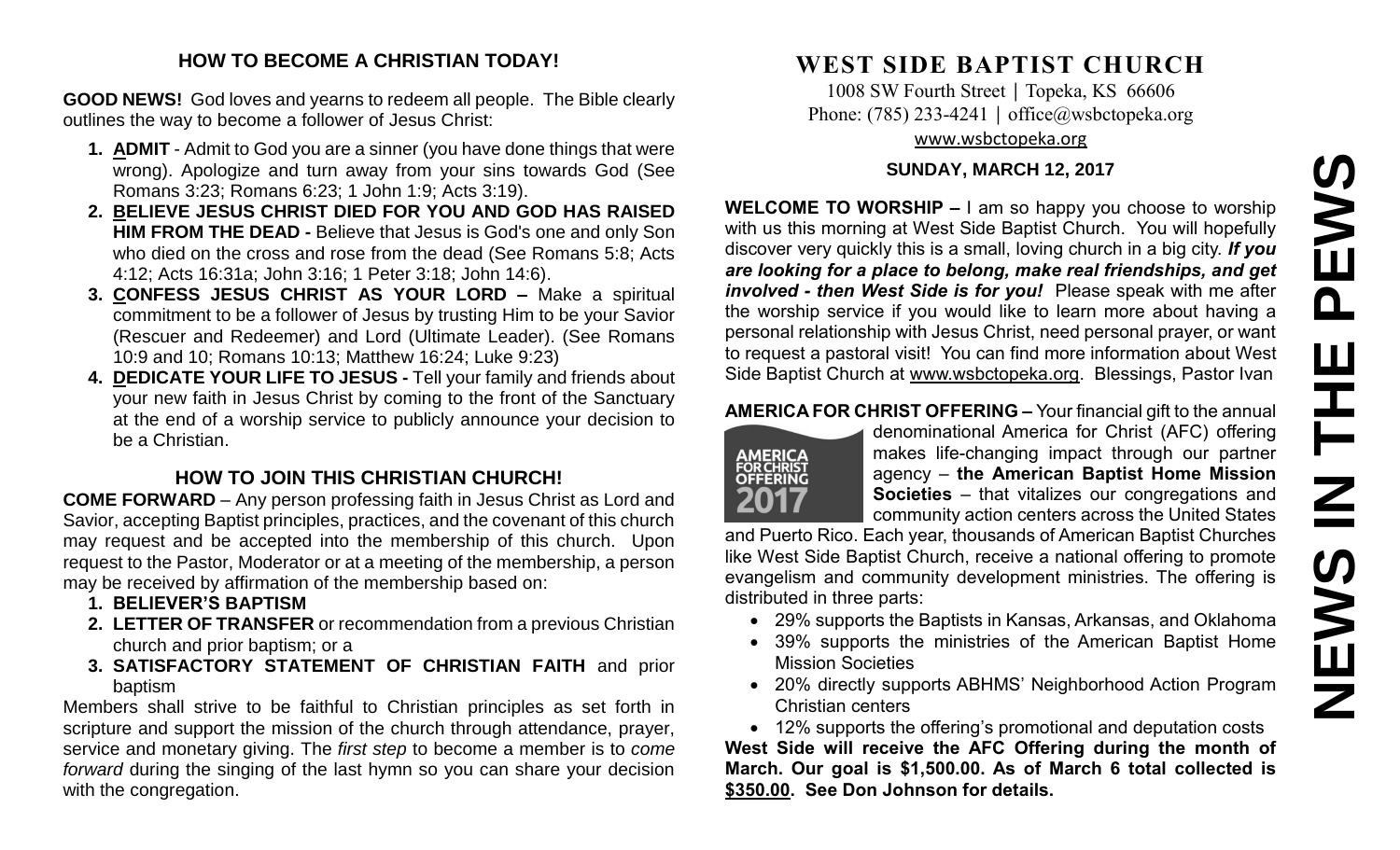### HOW TO BECOME A CHRISTIAN TODAY!

**GOOD NEWS!** God loves and yearns to redeem all people. The Bible clearly outlines the way to become a follower of Jesus Christ:

1. **ADMIT** - Admit to God you are a sinner (you have done things that were wrong). Apologize and turn away from your sins towards God (See Romans 3:23; Romans 6:23; 1 John 1:9; Acts 3:19).
2. **BELIEVE JESUS CHRIST DIED FOR YOU AND GOD HAS RAISED HIM FROM THE DEAD -** Believe that Jesus is God's one and only Son who died on the cross and rose from the dead (See Romans 5:8; Acts 4:12; Acts 16:31a; John 3:16; 1 Peter 3:18; John 14:6).
3. **CONFESS JESUS CHRIST AS YOUR LORD –** Make a spiritual commitment to be a follower of Jesus by trusting Him to be your Savior (Rescuer and Redeemer) and Lord (Ultimate Leader). (See Romans 10:9 and 10; Romans 10:13; Matthew 16:24; Luke 9:23)
4. **DEDICATE YOUR LIFE TO JESUS -** Tell your family and friends about your new faith in Jesus Christ by coming to the front of the Sanctuary at the end of a worship service to publicly announce your decision to be a Christian.

### HOW TO JOIN THIS CHRISTIAN CHURCH!

**COME FORWARD** – Any person professing faith in Jesus Christ as Lord and Savior, accepting Baptist principles, practices, and the covenant of this church may request and be accepted into the membership of this church. Upon request to the Pastor, Moderator or at a meeting of the membership, a person may be received by affirmation of the membership based on:

1. **BELIEVER'S BAPTISM**
2. **LETTER OF TRANSFER** or recommendation from a previous Christian church and prior baptism; or a
3. **SATISFACTORY STATEMENT OF CHRISTIAN FAITH** and prior baptism

Members shall strive to be faithful to Christian principles as set forth in scripture and support the mission of the church through attendance, prayer, service and monetary giving. The *first step* to become a member is to *come forward* during the singing of the last hymn so you can share your decision with the congregation.

# WEST SIDE BAPTIST CHURCH

1008 SW Fourth Street | Topeka, KS 66606
Phone: (785) 233-4241 | office@wsbctopeka.org
www.wsbctopeka.org

**SUNDAY, MARCH 12, 2017**

**WELCOME TO WORSHIP –** I am so happy you choose to worship with us this morning at West Side Baptist Church. You will hopefully discover very quickly this is a small, loving church in a big city. ***If you are looking for a place to belong, make real friendships, and get involved - then West Side is for you!*** Please speak with me after the worship service if you would like to learn more about having a personal relationship with Jesus Christ, need personal prayer, or want to request a pastoral visit! You can find more information about West Side Baptist Church at www.wsbctopeka.org. Blessings, Pastor Ivan

**AMERICA FOR CHRIST OFFERING –** Your financial gift to the annual denominational America for Christ (AFC) offering makes life-changing impact through our partner agency – **the American Baptist Home Mission Societies** – that vitalizes our congregations and community action centers across the United States and Puerto Rico. Each year, thousands of American Baptist Churches like West Side Baptist Church, receive a national offering to promote evangelism and community development ministries. The offering is distributed in three parts:

- 29% supports the Baptists in Kansas, Arkansas, and Oklahoma
- 39% supports the ministries of the American Baptist Home Mission Societies
- 20% directly supports ABHMS' Neighborhood Action Program Christian centers
- 12% supports the offering's promotional and deputation costs

**West Side will receive the AFC Offering during the month of March. Our goal is $1,500.00. As of March 6 total collected is $350.00. See Don Johnson for details.**

# NEWS IN THE PEWS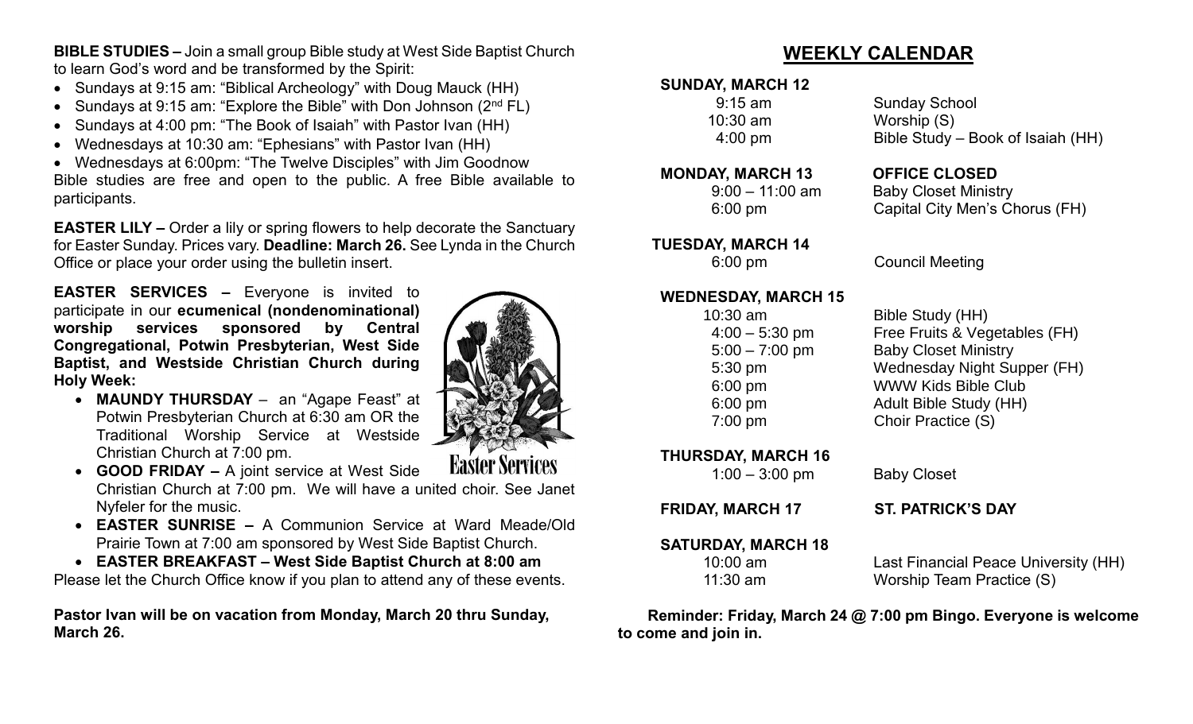**BIBLE STUDIES –** Join a small group Bible study at West Side Baptist Church to learn God's word and be transformed by the Spirit:

- Sundays at 9:15 am: "Biblical Archeology" with Doug Mauck (HH)
- Sundays at 9:15 am: "Explore the Bible" with Don Johnson (2nd FL)
- Sundays at 4:00 pm: "The Book of Isaiah" with Pastor Ivan (HH)
- Wednesdays at 10:30 am: "Ephesians" with Pastor Ivan (HH)
- Wednesdays at 6:00pm: "The Twelve Disciples" with Jim Goodnow

Bible studies are free and open to the public. A free Bible available to participants.

**EASTER LILY –** Order a lily or spring flowers to help decorate the Sanctuary for Easter Sunday. Prices vary. **Deadline: March 26.** See Lynda in the Church Office or place your order using the bulletin insert.

**EASTER SERVICES –** Everyone is invited to participate in our **ecumenical (nondenominational) worship services sponsored by Central Congregational, Potwin Presbyterian, West Side Baptist, and Westside Christian Church during Holy Week:**

- **MAUNDY THURSDAY** – an "Agape Feast" at Potwin Presbyterian Church at 6:30 am OR the Traditional Worship Service at Westside Christian Church at 7:00 pm.
- **GOOD FRIDAY –** A joint service at West Side Christian Church at 7:00 pm. We will have a united choir. See Janet Nyfeler for the music.
- **EASTER SUNRISE –** A Communion Service at Ward Meade/Old Prairie Town at 7:00 am sponsored by West Side Baptist Church.
- **EASTER BREAKFAST – West Side Baptist Church at 8:00 am**

Please let the Church Office know if you plan to attend any of these events.

**Pastor Ivan will be on vacation from Monday, March 20 thru Sunday, March 26.**

## WEEKLY CALENDAR

**SUNDAY, MARCH 12**

| | |
|---|---|
| 9:15 am | Sunday School |
| 10:30 am | Worship (S) |
| 4:00 pm | Bible Study – Book of Isaiah (HH) |

**MONDAY, MARCH 13** — **OFFICE CLOSED**

| | |
|---|---|
| 9:00 – 11:00 am | Baby Closet Ministry |
| 6:00 pm | Capital City Men's Chorus (FH) |

**TUESDAY, MARCH 14**

| | |
|---|---|
| 6:00 pm | Council Meeting |

**WEDNESDAY, MARCH 15**

| | |
|---|---|
| 10:30 am | Bible Study (HH) |
| 4:00 – 5:30 pm | Free Fruits & Vegetables (FH) |
| 5:00 – 7:00 pm | Baby Closet Ministry |
| 5:30 pm | Wednesday Night Supper (FH) |
| 6:00 pm | WWW Kids Bible Club |
| 6:00 pm | Adult Bible Study (HH) |
| 7:00 pm | Choir Practice (S) |

**THURSDAY, MARCH 16**

| | |
|---|---|
| 1:00 – 3:00 pm | Baby Closet |

**FRIDAY, MARCH 17** — **ST. PATRICK'S DAY**

**SATURDAY, MARCH 18**

| | |
|---|---|
| 10:00 am | Last Financial Peace University (HH) |
| 11:30 am | Worship Team Practice (S) |

**Reminder: Friday, March 24 @ 7:00 pm Bingo. Everyone is welcome to come and join in.**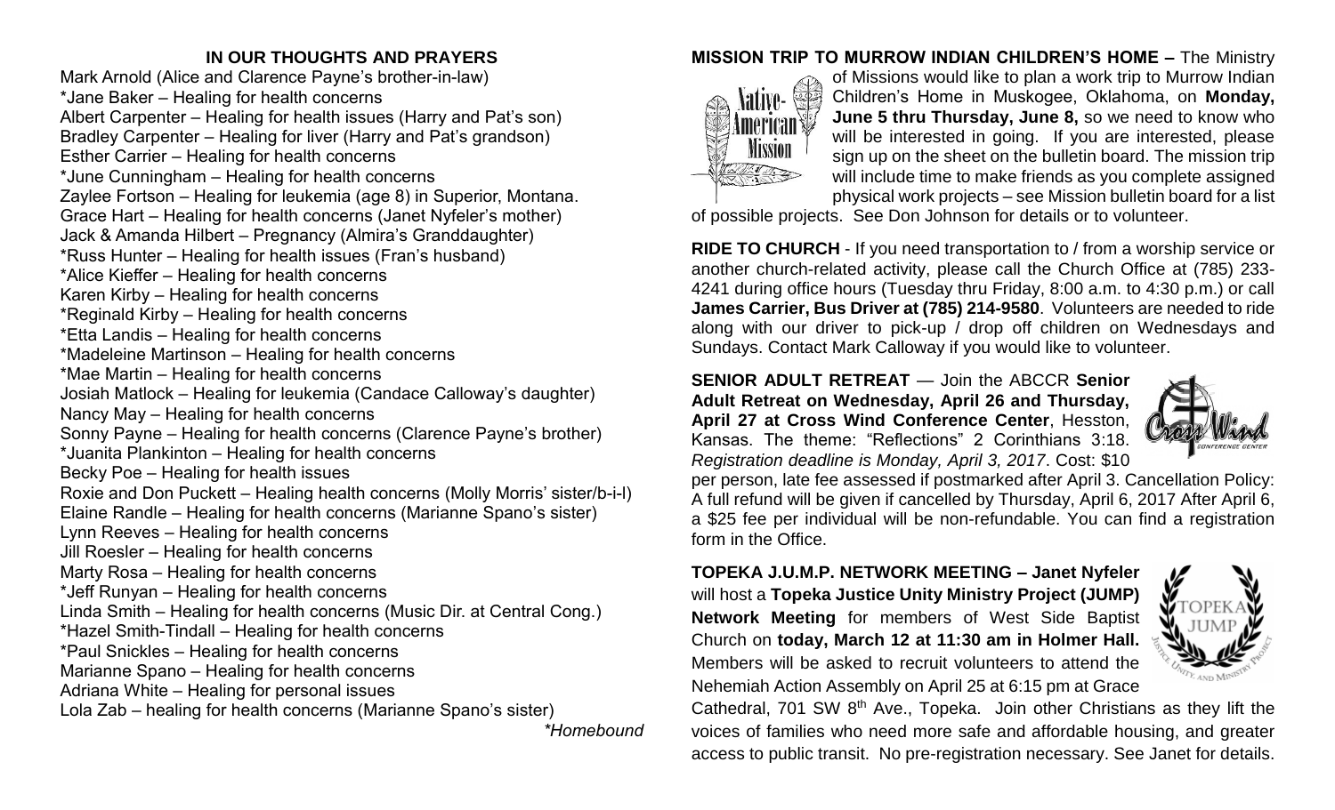## IN OUR THOUGHTS AND PRAYERS

Mark Arnold (Alice and Clarence Payne's brother-in-law)
*Jane Baker – Healing for health concerns
Albert Carpenter – Healing for health issues (Harry and Pat's son)
Bradley Carpenter – Healing for liver (Harry and Pat's grandson)
Esther Carrier – Healing for health concerns
*June Cunningham – Healing for health concerns
Zaylee Fortson – Healing for leukemia (age 8) in Superior, Montana.
Grace Hart – Healing for health concerns (Janet Nyfeler's mother)
Jack & Amanda Hilbert – Pregnancy (Almira's Granddaughter)
*Russ Hunter – Healing for health issues (Fran's husband)
*Alice Kieffer – Healing for health concerns
Karen Kirby – Healing for health concerns
*Reginald Kirby – Healing for health concerns
*Etta Landis – Healing for health concerns
*Madeleine Martinson – Healing for health concerns
*Mae Martin – Healing for health concerns
Josiah Matlock – Healing for leukemia (Candace Calloway's daughter)
Nancy May – Healing for health concerns
Sonny Payne – Healing for health concerns (Clarence Payne's brother)
*Juanita Plankinton – Healing for health concerns
Becky Poe – Healing for health issues
Roxie and Don Puckett – Healing health concerns (Molly Morris' sister/b-i-l)
Elaine Randle – Healing for health concerns (Marianne Spano's sister)
Lynn Reeves – Healing for health concerns
Jill Roesler – Healing for health concerns
Marty Rosa – Healing for health concerns
*Jeff Runyan – Healing for health concerns
Linda Smith – Healing for health concerns (Music Dir. at Central Cong.)
*Hazel Smith-Tindall – Healing for health concerns
*Paul Snickles – Healing for health concerns
Marianne Spano – Healing for health concerns
Adriana White – Healing for personal issues
Lola Zab – healing for health concerns (Marianne Spano's sister)

*\*Homebound*

**MISSION TRIP TO MURROW INDIAN CHILDREN'S HOME –** The Ministry of Missions would like to plan a work trip to Murrow Indian Children's Home in Muskogee, Oklahoma, on **Monday, June 5 thru Thursday, June 8,** so we need to know who will be interested in going. If you are interested, please sign up on the sheet on the bulletin board. The mission trip will include time to make friends as you complete assigned physical work projects – see Mission bulletin board for a list of possible projects. See Don Johnson for details or to volunteer.

**RIDE TO CHURCH** - If you need transportation to / from a worship service or another church-related activity, please call the Church Office at (785) 233-4241 during office hours (Tuesday thru Friday, 8:00 a.m. to 4:30 p.m.) or call **James Carrier, Bus Driver at (785) 214-9580**. Volunteers are needed to ride along with our driver to pick-up / drop off children on Wednesdays and Sundays. Contact Mark Calloway if you would like to volunteer.

**SENIOR ADULT RETREAT** — Join the ABCCR **Senior Adult Retreat on Wednesday, April 26 and Thursday, April 27 at Cross Wind Conference Center**, Hesston, Kansas. The theme: "Reflections" 2 Corinthians 3:18. *Registration deadline is Monday, April 3, 2017*. Cost: $10 per person, late fee assessed if postmarked after April 3. Cancellation Policy: A full refund will be given if cancelled by Thursday, April 6, 2017 After April 6, a $25 fee per individual will be non-refundable. You can find a registration form in the Office.

**TOPEKA J.U.M.P. NETWORK MEETING – Janet Nyfeler** will host a **Topeka Justice Unity Ministry Project (JUMP) Network Meeting** for members of West Side Baptist Church on **today, March 12 at 11:30 am in Holmer Hall.** Members will be asked to recruit volunteers to attend the Nehemiah Action Assembly on April 25 at 6:15 pm at Grace Cathedral, 701 SW 8th Ave., Topeka. Join other Christians as they lift the voices of families who need more safe and affordable housing, and greater access to public transit. No pre-registration necessary. See Janet for details.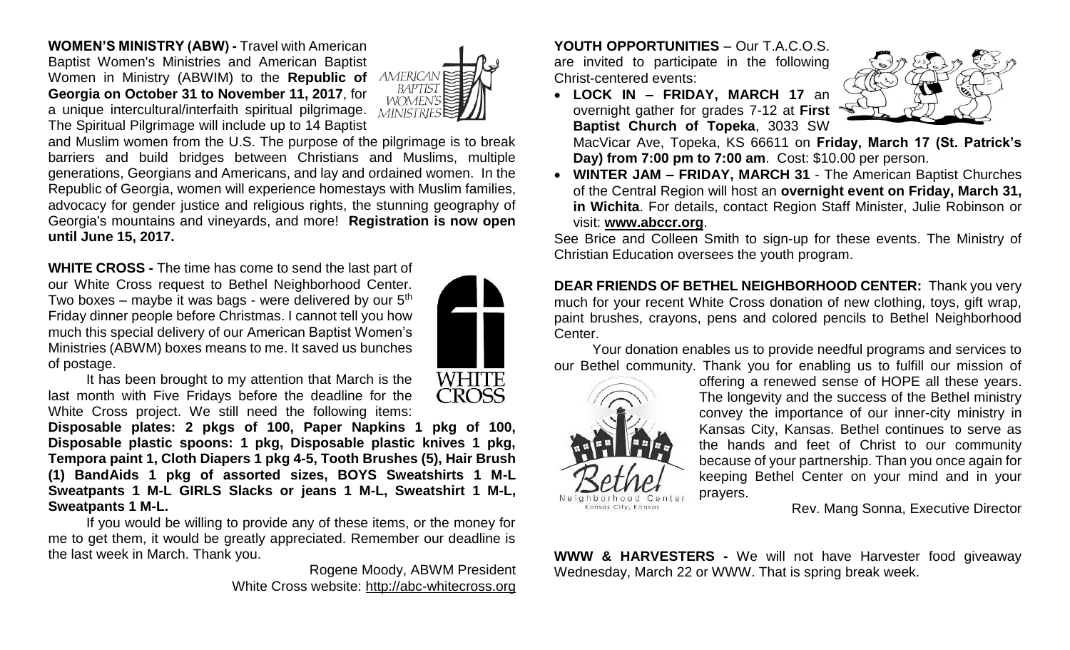**WOMEN'S MINISTRY (ABW) -** Travel with American Baptist Women's Ministries and American Baptist Women in Ministry (ABWIM) to the **Republic of Georgia on October 31 to November 11, 2017**, for a unique intercultural/interfaith spiritual pilgrimage. The Spiritual Pilgrimage will include up to 14 Baptist and Muslim women from the U.S. The purpose of the pilgrimage is to break barriers and build bridges between Christians and Muslims, multiple generations, Georgians and Americans, and lay and ordained women. In the Republic of Georgia, women will experience homestays with Muslim families, advocacy for gender justice and religious rights, the stunning geography of Georgia's mountains and vineyards, and more! **Registration is now open until June 15, 2017.**

**WHITE CROSS -** The time has come to send the last part of our White Cross request to Bethel Neighborhood Center. Two boxes – maybe it was bags - were delivered by our 5th Friday dinner people before Christmas. I cannot tell you how much this special delivery of our American Baptist Women's Ministries (ABWM) boxes means to me. It saved us bunches of postage.

It has been brought to my attention that March is the last month with Five Fridays before the deadline for the White Cross project. We still need the following items: **Disposable plates: 2 pkgs of 100, Paper Napkins 1 pkg of 100, Disposable plastic spoons: 1 pkg, Disposable plastic knives 1 pkg, Tempora paint 1, Cloth Diapers 1 pkg 4-5, Tooth Brushes (5), Hair Brush (1) BandAids 1 pkg of assorted sizes, BOYS Sweatshirts 1 M-L Sweatpants 1 M-L GIRLS Slacks or jeans 1 M-L, Sweatshirt 1 M-L, Sweatpants 1 M-L.**

If you would be willing to provide any of these items, or the money for me to get them, it would be greatly appreciated. Remember our deadline is the last week in March. Thank you.

Rogene Moody, ABWM President
White Cross website: http://abc-whitecross.org

**YOUTH OPPORTUNITIES** – Our T.A.C.O.S. are invited to participate in the following Christ-centered events:

- **LOCK IN – FRIDAY, MARCH 17** an overnight gather for grades 7-12 at **First Baptist Church of Topeka**, 3033 SW MacVicar Ave, Topeka, KS 66611 on **Friday, March 17 (St. Patrick's Day) from 7:00 pm to 7:00 am**. Cost: $10.00 per person.
- **WINTER JAM – FRIDAY, MARCH 31** - The American Baptist Churches of the Central Region will host an **overnight event on Friday, March 31, in Wichita**. For details, contact Region Staff Minister, Julie Robinson or visit: **www.abccr.org**.

See Brice and Colleen Smith to sign-up for these events. The Ministry of Christian Education oversees the youth program.

**DEAR FRIENDS OF BETHEL NEIGHBORHOOD CENTER:** Thank you very much for your recent White Cross donation of new clothing, toys, gift wrap, paint brushes, crayons, pens and colored pencils to Bethel Neighborhood Center.

Your donation enables us to provide needful programs and services to our Bethel community. Thank you for enabling us to fulfill our mission of offering a renewed sense of HOPE all these years. The longevity and the success of the Bethel ministry convey the importance of our inner-city ministry in Kansas City, Kansas. Bethel continues to serve as the hands and feet of Christ to our community because of your partnership. Than you once again for keeping Bethel Center on your mind and in your prayers.

Rev. Mang Sonna, Executive Director

**WWW & HARVESTERS -** We will not have Harvester food giveaway Wednesday, March 22 or WWW. That is spring break week.